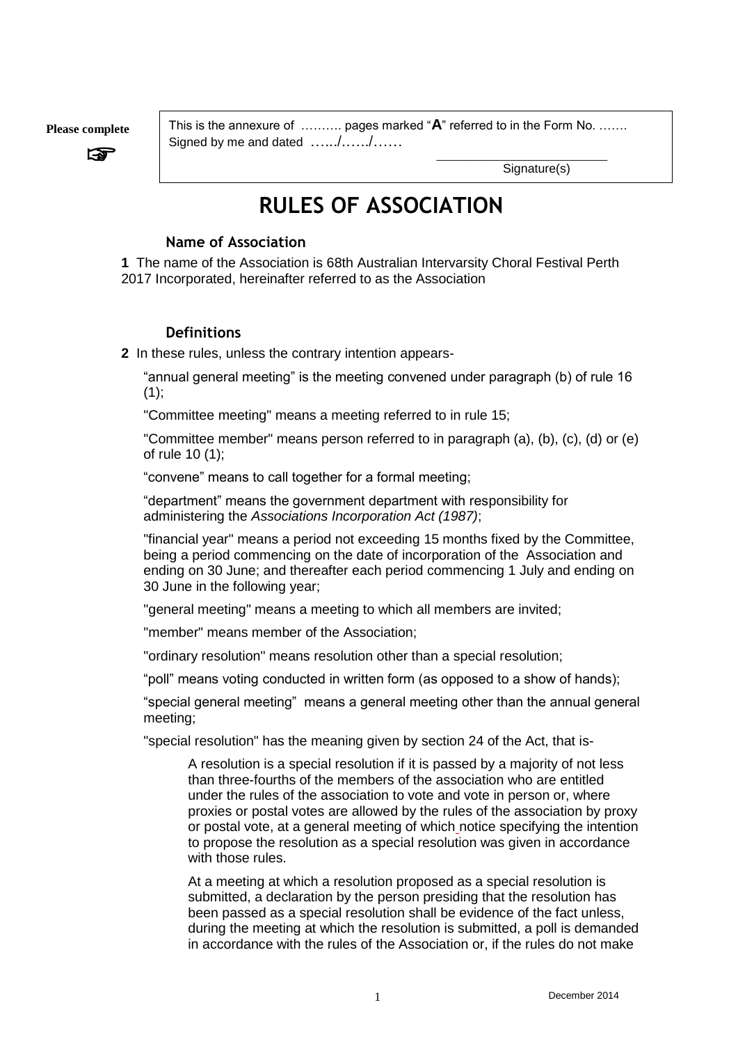**Please complete** ☞

This is the annexure of ………. pages marked "**A**" referred to in the Form No. …….
Signed by me and dated …../……/……

Signature(s)

# RULES OF ASSOCIATION

## Name of Association

**1** The name of the Association is 68th Australian Intervarsity Choral Festival Perth 2017 Incorporated, hereinafter referred to as the Association

## Definitions

**2** In these rules, unless the contrary intention appears-

"annual general meeting" is the meeting convened under paragraph (b) of rule 16 (1);

"Committee meeting" means a meeting referred to in rule 15;

"Committee member" means person referred to in paragraph (a), (b), (c), (d) or (e) of rule 10 (1);

"convene" means to call together for a formal meeting;

"department" means the government department with responsibility for administering the *Associations Incorporation Act (1987)*;

"financial year" means a period not exceeding 15 months fixed by the Committee, being a period commencing on the date of incorporation of the Association and ending on 30 June; and thereafter each period commencing 1 July and ending on 30 June in the following year;

"general meeting" means a meeting to which all members are invited;

"member" means member of the Association;

"ordinary resolution" means resolution other than a special resolution;

"poll" means voting conducted in written form (as opposed to a show of hands);

"special general meeting" means a general meeting other than the annual general meeting;

"special resolution" has the meaning given by section 24 of the Act, that is-

> A resolution is a special resolution if it is passed by a majority of not less than three-fourths of the members of the association who are entitled under the rules of the association to vote and vote in person or, where proxies or postal votes are allowed by the rules of the association by proxy or postal vote, at a general meeting of which notice specifying the intention to propose the resolution as a special resolution was given in accordance with those rules.
>
> At a meeting at which a resolution proposed as a special resolution is submitted, a declaration by the person presiding that the resolution has been passed as a special resolution shall be evidence of the fact unless, during the meeting at which the resolution is submitted, a poll is demanded in accordance with the rules of the Association or, if the rules do not make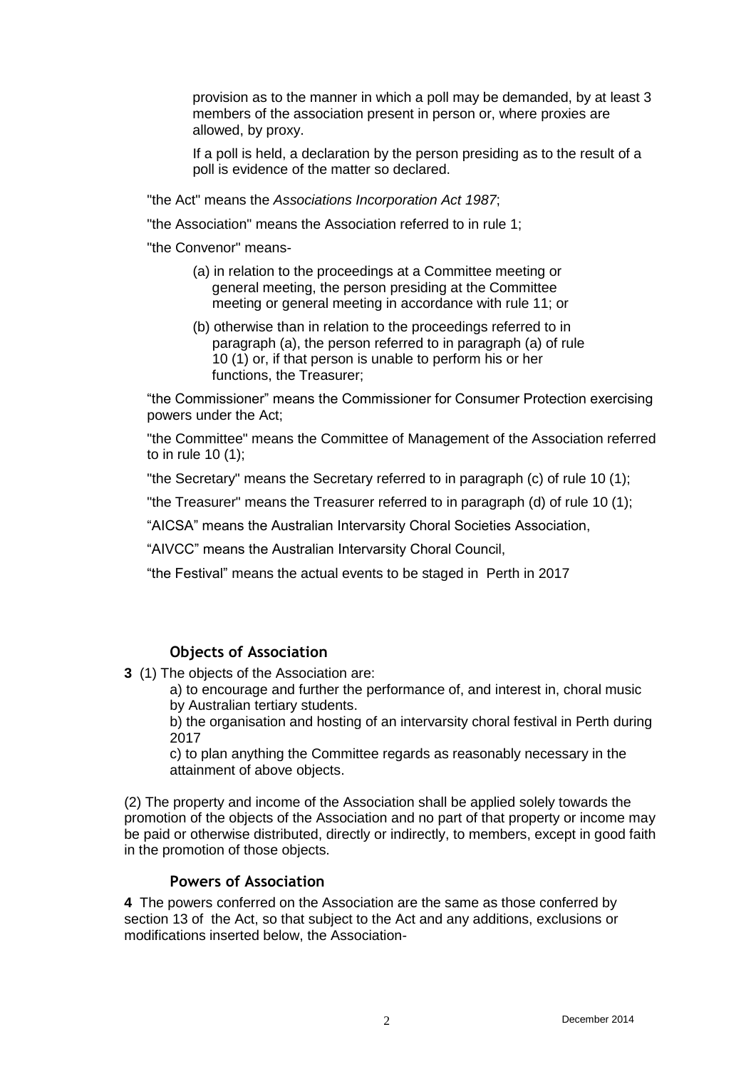provision as to the manner in which a poll may be demanded, by at least 3 members of the association present in person or, where proxies are allowed, by proxy.

If a poll is held, a declaration by the person presiding as to the result of a poll is evidence of the matter so declared.

"the Act" means the *Associations Incorporation Act 1987*;

"the Association" means the Association referred to in rule 1;

"the Convenor" means-

(a) in relation to the proceedings at a Committee meeting or general meeting, the person presiding at the Committee meeting or general meeting in accordance with rule 11; or

(b) otherwise than in relation to the proceedings referred to in paragraph (a), the person referred to in paragraph (a) of rule 10 (1) or, if that person is unable to perform his or her functions, the Treasurer;

"the Commissioner" means the Commissioner for Consumer Protection exercising powers under the Act;

"the Committee" means the Committee of Management of the Association referred to in rule 10 (1);

"the Secretary" means the Secretary referred to in paragraph (c) of rule 10 (1);

"the Treasurer" means the Treasurer referred to in paragraph (d) of rule 10 (1);

"AICSA" means the Australian Intervarsity Choral Societies Association,

"AIVCC" means the Australian Intervarsity Choral Council,

"the Festival" means the actual events to be staged in Perth in 2017

## Objects of Association

**3** (1) The objects of the Association are:

a) to encourage and further the performance of, and interest in, choral music by Australian tertiary students.

b) the organisation and hosting of an intervarsity choral festival in Perth during 2017

c) to plan anything the Committee regards as reasonably necessary in the attainment of above objects.

(2) The property and income of the Association shall be applied solely towards the promotion of the objects of the Association and no part of that property or income may be paid or otherwise distributed, directly or indirectly, to members, except in good faith in the promotion of those objects.

## Powers of Association

**4** The powers conferred on the Association are the same as those conferred by section 13 of the Act, so that subject to the Act and any additions, exclusions or modifications inserted below, the Association-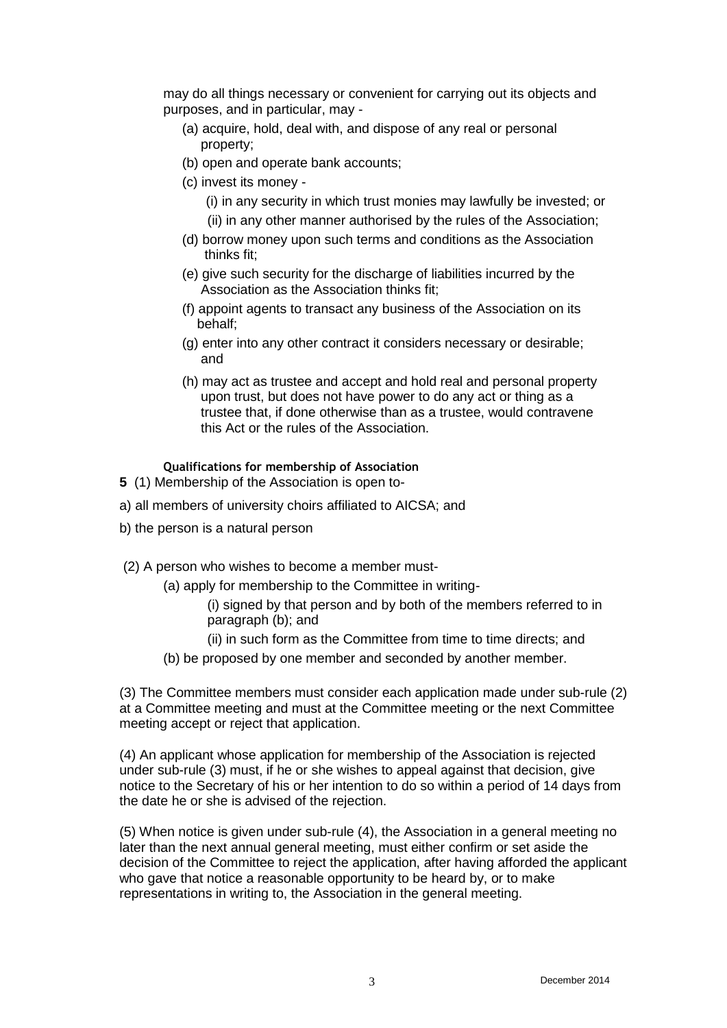may do all things necessary or convenient for carrying out its objects and purposes, and in particular, may -

(a) acquire, hold, deal with, and dispose of any real or personal property;

(b) open and operate bank accounts;

(c) invest its money -

(i) in any security in which trust monies may lawfully be invested; or

(ii) in any other manner authorised by the rules of the Association;

(d) borrow money upon such terms and conditions as the Association thinks fit;

(e) give such security for the discharge of liabilities incurred by the Association as the Association thinks fit;

(f) appoint agents to transact any business of the Association on its behalf;

(g) enter into any other contract it considers necessary or desirable; and

(h) may act as trustee and accept and hold real and personal property upon trust, but does not have power to do any act or thing as a trustee that, if done otherwise than as a trustee, would contravene this Act or the rules of the Association.

#### Qualifications for membership of Association

**5** (1) Membership of the Association is open to-

a) all members of university choirs affiliated to AICSA; and

b) the person is a natural person

(2) A person who wishes to become a member must-

(a) apply for membership to the Committee in writing-

(i) signed by that person and by both of the members referred to in paragraph (b); and

(ii) in such form as the Committee from time to time directs; and

(b) be proposed by one member and seconded by another member.

(3) The Committee members must consider each application made under sub-rule (2) at a Committee meeting and must at the Committee meeting or the next Committee meeting accept or reject that application.

(4) An applicant whose application for membership of the Association is rejected under sub-rule (3) must, if he or she wishes to appeal against that decision, give notice to the Secretary of his or her intention to do so within a period of 14 days from the date he or she is advised of the rejection.

(5) When notice is given under sub-rule (4), the Association in a general meeting no later than the next annual general meeting, must either confirm or set aside the decision of the Committee to reject the application, after having afforded the applicant who gave that notice a reasonable opportunity to be heard by, or to make representations in writing to, the Association in the general meeting.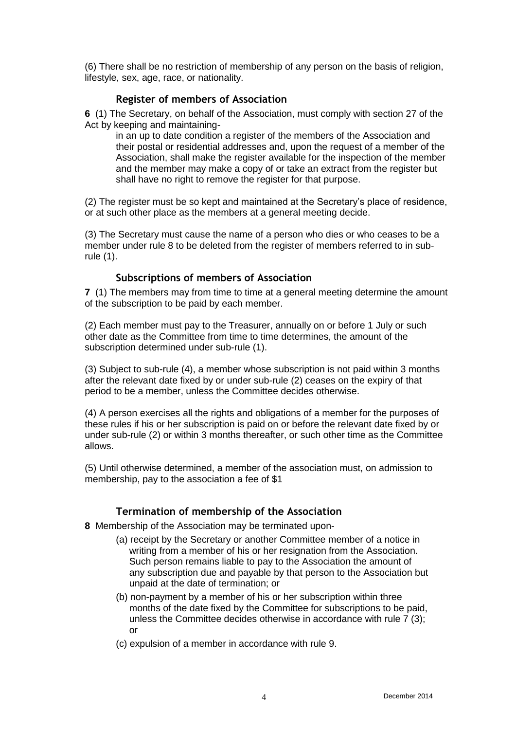(6) There shall be no restriction of membership of any person on the basis of religion, lifestyle, sex, age, race, or nationality.

### Register of members of Association

**6** (1) The Secretary, on behalf of the Association, must comply with section 27 of the Act by keeping and maintaining-

in an up to date condition a register of the members of the Association and their postal or residential addresses and, upon the request of a member of the Association, shall make the register available for the inspection of the member and the member may make a copy of or take an extract from the register but shall have no right to remove the register for that purpose.

(2) The register must be so kept and maintained at the Secretary's place of residence, or at such other place as the members at a general meeting decide.

(3) The Secretary must cause the name of a person who dies or who ceases to be a member under rule 8 to be deleted from the register of members referred to in sub-rule (1).

### Subscriptions of members of Association

**7** (1) The members may from time to time at a general meeting determine the amount of the subscription to be paid by each member.

(2) Each member must pay to the Treasurer, annually on or before 1 July or such other date as the Committee from time to time determines, the amount of the subscription determined under sub-rule (1).

(3) Subject to sub-rule (4), a member whose subscription is not paid within 3 months after the relevant date fixed by or under sub-rule (2) ceases on the expiry of that period to be a member, unless the Committee decides otherwise.

(4) A person exercises all the rights and obligations of a member for the purposes of these rules if his or her subscription is paid on or before the relevant date fixed by or under sub-rule (2) or within 3 months thereafter, or such other time as the Committee allows.

(5) Until otherwise determined, a member of the association must, on admission to membership, pay to the association a fee of $1

### Termination of membership of the Association

**8** Membership of the Association may be terminated upon-

(a) receipt by the Secretary or another Committee member of a notice in writing from a member of his or her resignation from the Association. Such person remains liable to pay to the Association the amount of any subscription due and payable by that person to the Association but unpaid at the date of termination; or

(b) non-payment by a member of his or her subscription within three months of the date fixed by the Committee for subscriptions to be paid, unless the Committee decides otherwise in accordance with rule 7 (3); or

(c) expulsion of a member in accordance with rule 9.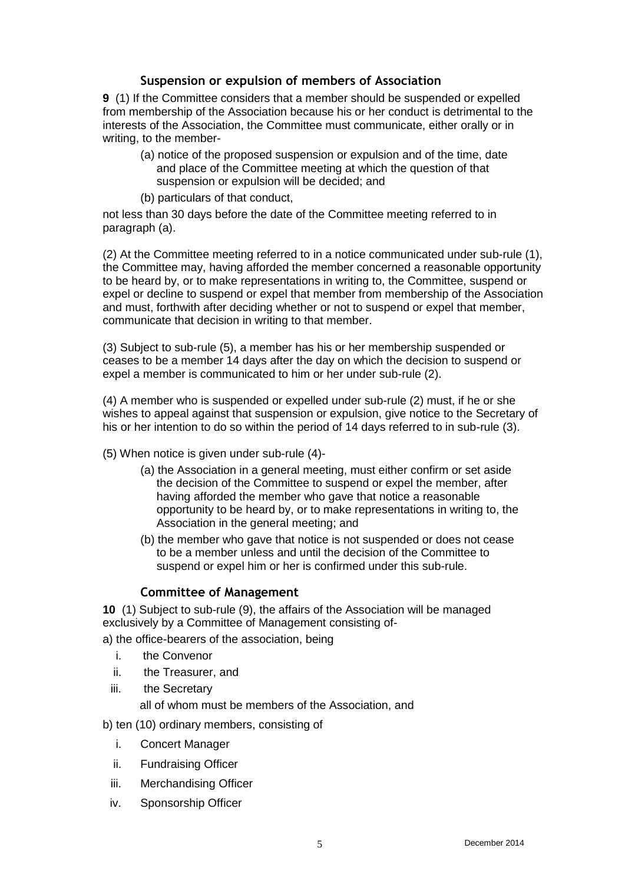### Suspension or expulsion of members of Association

**9** (1) If the Committee considers that a member should be suspended or expelled from membership of the Association because his or her conduct is detrimental to the interests of the Association, the Committee must communicate, either orally or in writing, to the member-

(a) notice of the proposed suspension or expulsion and of the time, date and place of the Committee meeting at which the question of that suspension or expulsion will be decided; and

(b) particulars of that conduct,

not less than 30 days before the date of the Committee meeting referred to in paragraph (a).

(2) At the Committee meeting referred to in a notice communicated under sub-rule (1), the Committee may, having afforded the member concerned a reasonable opportunity to be heard by, or to make representations in writing to, the Committee, suspend or expel or decline to suspend or expel that member from membership of the Association and must, forthwith after deciding whether or not to suspend or expel that member, communicate that decision in writing to that member.

(3) Subject to sub-rule (5), a member has his or her membership suspended or ceases to be a member 14 days after the day on which the decision to suspend or expel a member is communicated to him or her under sub-rule (2).

(4) A member who is suspended or expelled under sub-rule (2) must, if he or she wishes to appeal against that suspension or expulsion, give notice to the Secretary of his or her intention to do so within the period of 14 days referred to in sub-rule (3).

(5) When notice is given under sub-rule (4)-

(a) the Association in a general meeting, must either confirm or set aside the decision of the Committee to suspend or expel the member, after having afforded the member who gave that notice a reasonable opportunity to be heard by, or to make representations in writing to, the Association in the general meeting; and

(b) the member who gave that notice is not suspended or does not cease to be a member unless and until the decision of the Committee to suspend or expel him or her is confirmed under this sub-rule.

### Committee of Management

**10** (1) Subject to sub-rule (9), the affairs of the Association will be managed exclusively by a Committee of Management consisting of-

a) the office-bearers of the association, being

i. the Convenor

ii. the Treasurer, and

iii. the Secretary

all of whom must be members of the Association, and

b) ten (10) ordinary members, consisting of

i. Concert Manager

ii. Fundraising Officer

iii. Merchandising Officer

iv. Sponsorship Officer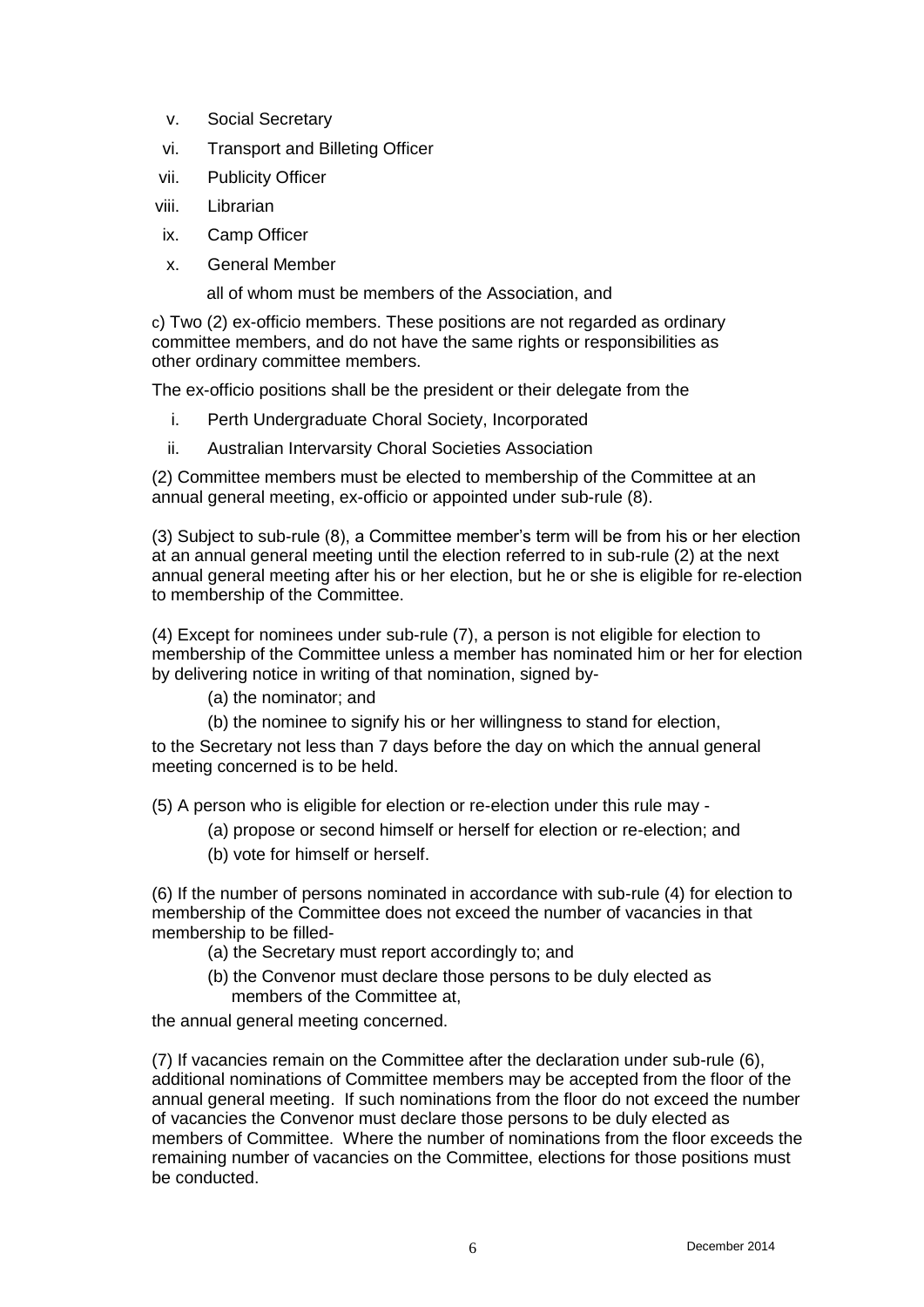v. Social Secretary
vi. Transport and Billeting Officer
vii. Publicity Officer
viii. Librarian
ix. Camp Officer
x. General Member

all of whom must be members of the Association, and

c) Two (2) ex-officio members. These positions are not regarded as ordinary committee members, and do not have the same rights or responsibilities as other ordinary committee members.

The ex-officio positions shall be the president or their delegate from the

i. Perth Undergraduate Choral Society, Incorporated
ii. Australian Intervarsity Choral Societies Association

(2) Committee members must be elected to membership of the Committee at an annual general meeting, ex-officio or appointed under sub-rule (8).

(3) Subject to sub-rule (8), a Committee member's term will be from his or her election at an annual general meeting until the election referred to in sub-rule (2) at the next annual general meeting after his or her election, but he or she is eligible for re-election to membership of the Committee.

(4) Except for nominees under sub-rule (7), a person is not eligible for election to membership of the Committee unless a member has nominated him or her for election by delivering notice in writing of that nomination, signed by-

(a) the nominator; and

(b) the nominee to signify his or her willingness to stand for election,

to the Secretary not less than 7 days before the day on which the annual general meeting concerned is to be held.

(5) A person who is eligible for election or re-election under this rule may -

(a) propose or second himself or herself for election or re-election; and

(b) vote for himself or herself.

(6) If the number of persons nominated in accordance with sub-rule (4) for election to membership of the Committee does not exceed the number of vacancies in that membership to be filled-

(a) the Secretary must report accordingly to; and

(b) the Convenor must declare those persons to be duly elected as members of the Committee at,

the annual general meeting concerned.

(7) If vacancies remain on the Committee after the declaration under sub-rule (6), additional nominations of Committee members may be accepted from the floor of the annual general meeting. If such nominations from the floor do not exceed the number of vacancies the Convenor must declare those persons to be duly elected as members of Committee. Where the number of nominations from the floor exceeds the remaining number of vacancies on the Committee, elections for those positions must be conducted.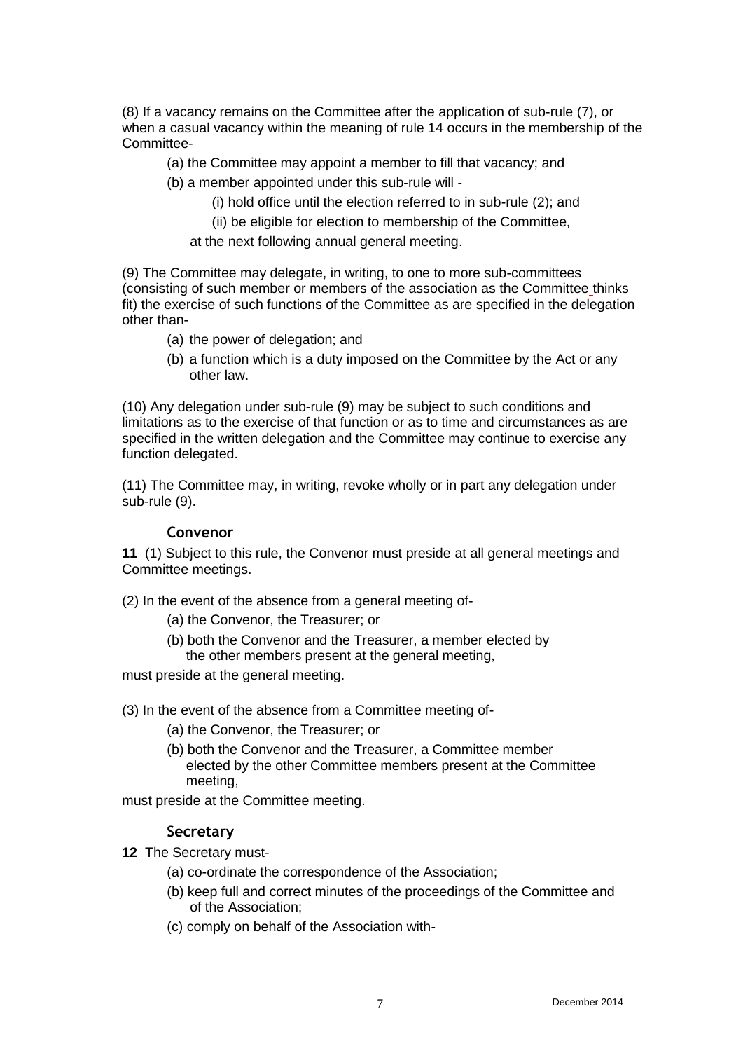(8) If a vacancy remains on the Committee after the application of sub-rule (7), or when a casual vacancy within the meaning of rule 14 occurs in the membership of the Committee-

(a) the Committee may appoint a member to fill that vacancy; and

(b) a member appointed under this sub-rule will -

(i) hold office until the election referred to in sub-rule (2); and

(ii) be eligible for election to membership of the Committee,

at the next following annual general meeting.

(9) The Committee may delegate, in writing, to one to more sub-committees (consisting of such member or members of the association as the Committee thinks fit) the exercise of such functions of the Committee as are specified in the delegation other than-

(a) the power of delegation; and

(b) a function which is a duty imposed on the Committee by the Act or any other law.

(10) Any delegation under sub-rule (9) may be subject to such conditions and limitations as to the exercise of that function or as to time and circumstances as are specified in the written delegation and the Committee may continue to exercise any function delegated.

(11) The Committee may, in writing, revoke wholly or in part any delegation under sub-rule (9).

### Convenor

**11** (1) Subject to this rule, the Convenor must preside at all general meetings and Committee meetings.

(2) In the event of the absence from a general meeting of-

(a) the Convenor, the Treasurer; or

(b) both the Convenor and the Treasurer, a member elected by the other members present at the general meeting,

must preside at the general meeting.

(3) In the event of the absence from a Committee meeting of-

(a) the Convenor, the Treasurer; or

(b) both the Convenor and the Treasurer, a Committee member elected by the other Committee members present at the Committee meeting,

must preside at the Committee meeting.

### Secretary

**12** The Secretary must-

(a) co-ordinate the correspondence of the Association;

(b) keep full and correct minutes of the proceedings of the Committee and of the Association;

(c) comply on behalf of the Association with-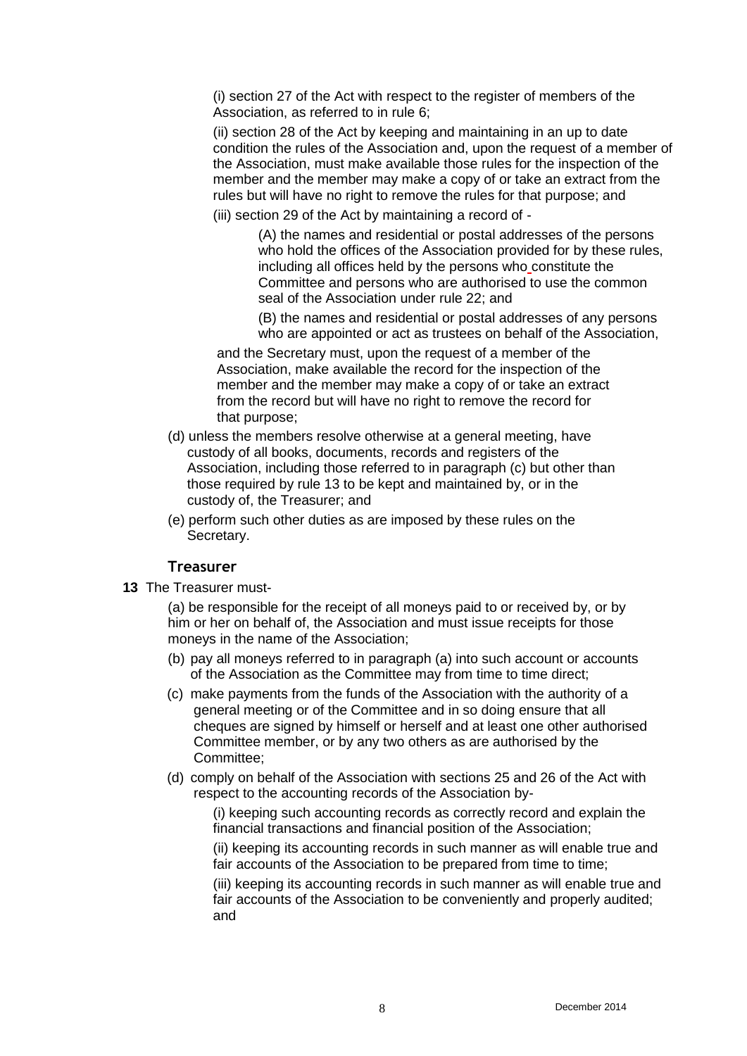(i) section 27 of the Act with respect to the register of members of the Association, as referred to in rule 6;

(ii) section 28 of the Act by keeping and maintaining in an up to date condition the rules of the Association and, upon the request of a member of the Association, must make available those rules for the inspection of the member and the member may make a copy of or take an extract from the rules but will have no right to remove the rules for that purpose; and

(iii) section 29 of the Act by maintaining a record of -

(A) the names and residential or postal addresses of the persons who hold the offices of the Association provided for by these rules, including all offices held by the persons who constitute the Committee and persons who are authorised to use the common seal of the Association under rule 22; and

(B) the names and residential or postal addresses of any persons who are appointed or act as trustees on behalf of the Association,

and the Secretary must, upon the request of a member of the Association, make available the record for the inspection of the member and the member may make a copy of or take an extract from the record but will have no right to remove the record for that purpose;

(d) unless the members resolve otherwise at a general meeting, have custody of all books, documents, records and registers of the Association, including those referred to in paragraph (c) but other than those required by rule 13 to be kept and maintained by, or in the custody of, the Treasurer; and

(e) perform such other duties as are imposed by these rules on the Secretary.

### Treasurer

**13** The Treasurer must-

(a) be responsible for the receipt of all moneys paid to or received by, or by him or her on behalf of, the Association and must issue receipts for those moneys in the name of the Association;

(b) pay all moneys referred to in paragraph (a) into such account or accounts of the Association as the Committee may from time to time direct;

(c) make payments from the funds of the Association with the authority of a general meeting or of the Committee and in so doing ensure that all cheques are signed by himself or herself and at least one other authorised Committee member, or by any two others as are authorised by the Committee;

(d) comply on behalf of the Association with sections 25 and 26 of the Act with respect to the accounting records of the Association by-

(i) keeping such accounting records as correctly record and explain the financial transactions and financial position of the Association;

(ii) keeping its accounting records in such manner as will enable true and fair accounts of the Association to be prepared from time to time;

(iii) keeping its accounting records in such manner as will enable true and fair accounts of the Association to be conveniently and properly audited; and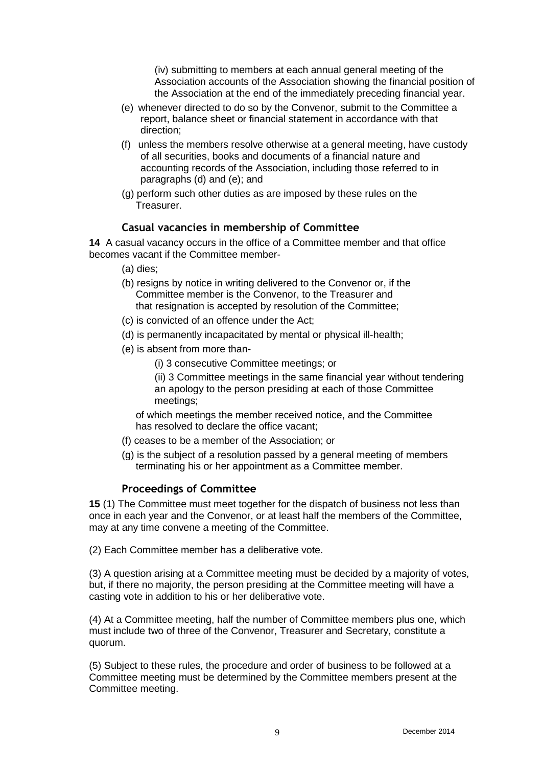(iv) submitting to members at each annual general meeting of the Association accounts of the Association showing the financial position of the Association at the end of the immediately preceding financial year.

(e) whenever directed to do so by the Convenor, submit to the Committee a report, balance sheet or financial statement in accordance with that direction;

(f) unless the members resolve otherwise at a general meeting, have custody of all securities, books and documents of a financial nature and accounting records of the Association, including those referred to in paragraphs (d) and (e); and

(g) perform such other duties as are imposed by these rules on the Treasurer.

### Casual vacancies in membership of Committee

**14** A casual vacancy occurs in the office of a Committee member and that office becomes vacant if the Committee member-

(a) dies;

(b) resigns by notice in writing delivered to the Convenor or, if the Committee member is the Convenor, to the Treasurer and that resignation is accepted by resolution of the Committee;

(c) is convicted of an offence under the Act;

(d) is permanently incapacitated by mental or physical ill-health;

(e) is absent from more than-

(i) 3 consecutive Committee meetings; or

(ii) 3 Committee meetings in the same financial year without tendering an apology to the person presiding at each of those Committee meetings;

of which meetings the member received notice, and the Committee has resolved to declare the office vacant;

(f) ceases to be a member of the Association; or

(g) is the subject of a resolution passed by a general meeting of members terminating his or her appointment as a Committee member.

### Proceedings of Committee

**15** (1) The Committee must meet together for the dispatch of business not less than once in each year and the Convenor, or at least half the members of the Committee, may at any time convene a meeting of the Committee.

(2) Each Committee member has a deliberative vote.

(3) A question arising at a Committee meeting must be decided by a majority of votes, but, if there no majority, the person presiding at the Committee meeting will have a casting vote in addition to his or her deliberative vote.

(4) At a Committee meeting, half the number of Committee members plus one, which must include two of three of the Convenor, Treasurer and Secretary, constitute a quorum.

(5) Subject to these rules, the procedure and order of business to be followed at a Committee meeting must be determined by the Committee members present at the Committee meeting.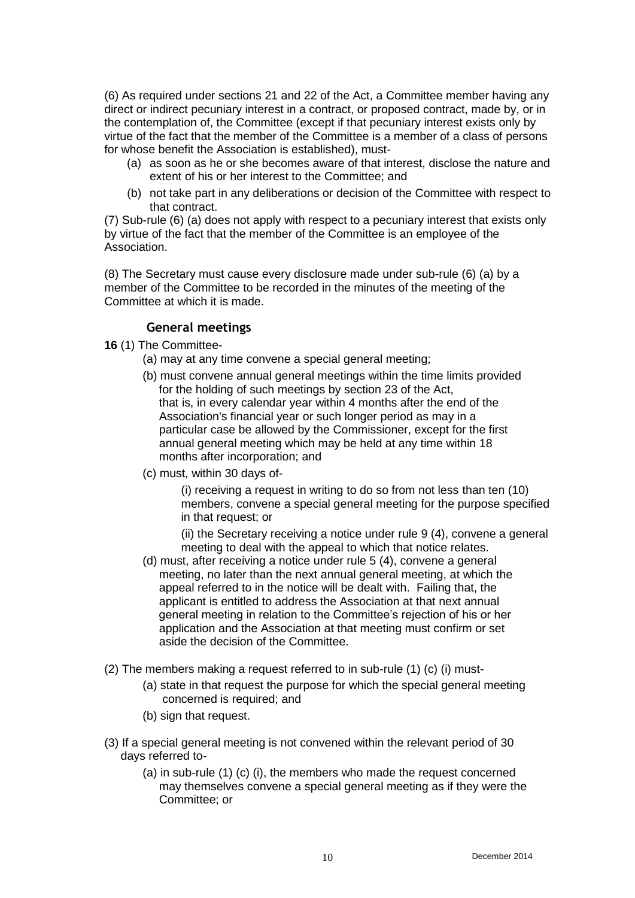(6) As required under sections 21 and 22 of the Act, a Committee member having any direct or indirect pecuniary interest in a contract, or proposed contract, made by, or in the contemplation of, the Committee (except if that pecuniary interest exists only by virtue of the fact that the member of the Committee is a member of a class of persons for whose benefit the Association is established), must-

- (a) as soon as he or she becomes aware of that interest, disclose the nature and extent of his or her interest to the Committee; and
- (b) not take part in any deliberations or decision of the Committee with respect to that contract.

(7) Sub-rule (6) (a) does not apply with respect to a pecuniary interest that exists only by virtue of the fact that the member of the Committee is an employee of the Association.

(8) The Secretary must cause every disclosure made under sub-rule (6) (a) by a member of the Committee to be recorded in the minutes of the meeting of the Committee at which it is made.

### General meetings

**16** (1) The Committee-

- (a) may at any time convene a special general meeting;
- (b) must convene annual general meetings within the time limits provided for the holding of such meetings by section 23 of the Act, that is, in every calendar year within 4 months after the end of the Association's financial year or such longer period as may in a particular case be allowed by the Commissioner, except for the first annual general meeting which may be held at any time within 18 months after incorporation; and
- (c) must, within 30 days of-
  - (i) receiving a request in writing to do so from not less than ten (10) members, convene a special general meeting for the purpose specified in that request; or
  - (ii) the Secretary receiving a notice under rule 9 (4), convene a general meeting to deal with the appeal to which that notice relates.
- (d) must, after receiving a notice under rule 5 (4), convene a general meeting, no later than the next annual general meeting, at which the appeal referred to in the notice will be dealt with. Failing that, the applicant is entitled to address the Association at that next annual general meeting in relation to the Committee's rejection of his or her application and the Association at that meeting must confirm or set aside the decision of the Committee.

(2) The members making a request referred to in sub-rule (1) (c) (i) must-

- (a) state in that request the purpose for which the special general meeting concerned is required; and
- (b) sign that request.

(3) If a special general meeting is not convened within the relevant period of 30 days referred to-

- (a) in sub-rule (1) (c) (i), the members who made the request concerned may themselves convene a special general meeting as if they were the Committee; or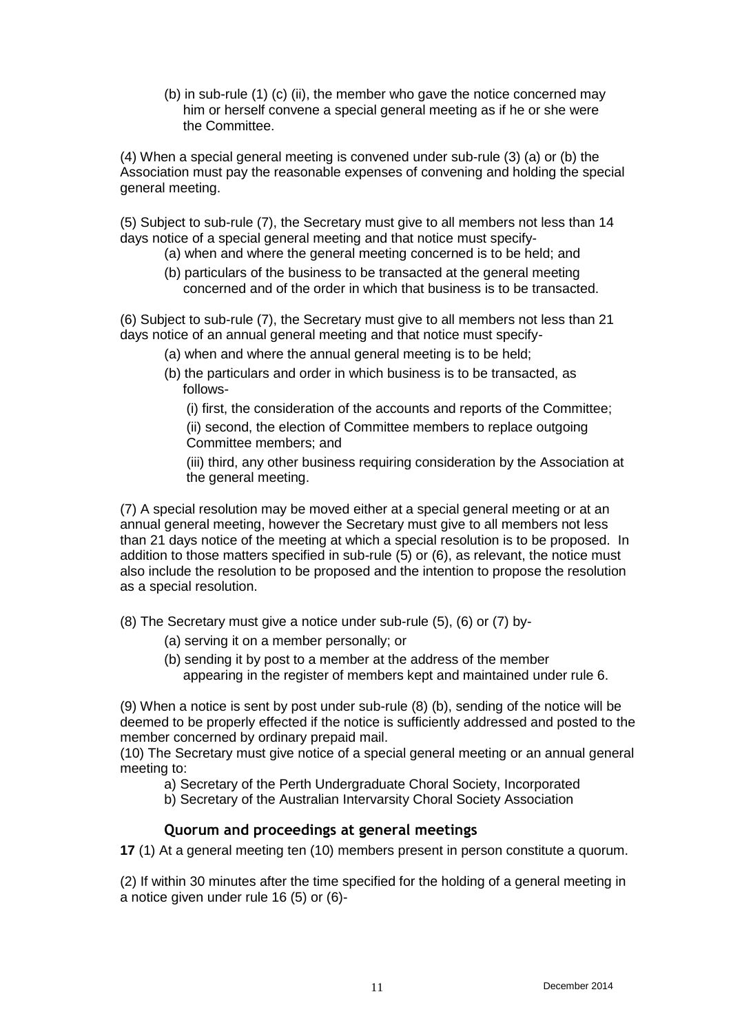(b) in sub-rule (1) (c) (ii), the member who gave the notice concerned may him or herself convene a special general meeting as if he or she were the Committee.

(4) When a special general meeting is convened under sub-rule (3) (a) or (b) the Association must pay the reasonable expenses of convening and holding the special general meeting.

(5) Subject to sub-rule (7), the Secretary must give to all members not less than 14 days notice of a special general meeting and that notice must specify-

(a) when and where the general meeting concerned is to be held; and

(b) particulars of the business to be transacted at the general meeting concerned and of the order in which that business is to be transacted.

(6) Subject to sub-rule (7), the Secretary must give to all members not less than 21 days notice of an annual general meeting and that notice must specify-

(a) when and where the annual general meeting is to be held;

(b) the particulars and order in which business is to be transacted, as follows-

(i) first, the consideration of the accounts and reports of the Committee;

(ii) second, the election of Committee members to replace outgoing Committee members; and

(iii) third, any other business requiring consideration by the Association at the general meeting.

(7) A special resolution may be moved either at a special general meeting or at an annual general meeting, however the Secretary must give to all members not less than 21 days notice of the meeting at which a special resolution is to be proposed. In addition to those matters specified in sub-rule (5) or (6), as relevant, the notice must also include the resolution to be proposed and the intention to propose the resolution as a special resolution.

(8) The Secretary must give a notice under sub-rule (5), (6) or (7) by-

(a) serving it on a member personally; or

(b) sending it by post to a member at the address of the member appearing in the register of members kept and maintained under rule 6.

(9) When a notice is sent by post under sub-rule (8) (b), sending of the notice will be deemed to be properly effected if the notice is sufficiently addressed and posted to the member concerned by ordinary prepaid mail.

(10) The Secretary must give notice of a special general meeting or an annual general meeting to:

a) Secretary of the Perth Undergraduate Choral Society, Incorporated

b) Secretary of the Australian Intervarsity Choral Society Association

### Quorum and proceedings at general meetings

**17** (1) At a general meeting ten (10) members present in person constitute a quorum.

(2) If within 30 minutes after the time specified for the holding of a general meeting in a notice given under rule 16 (5) or (6)-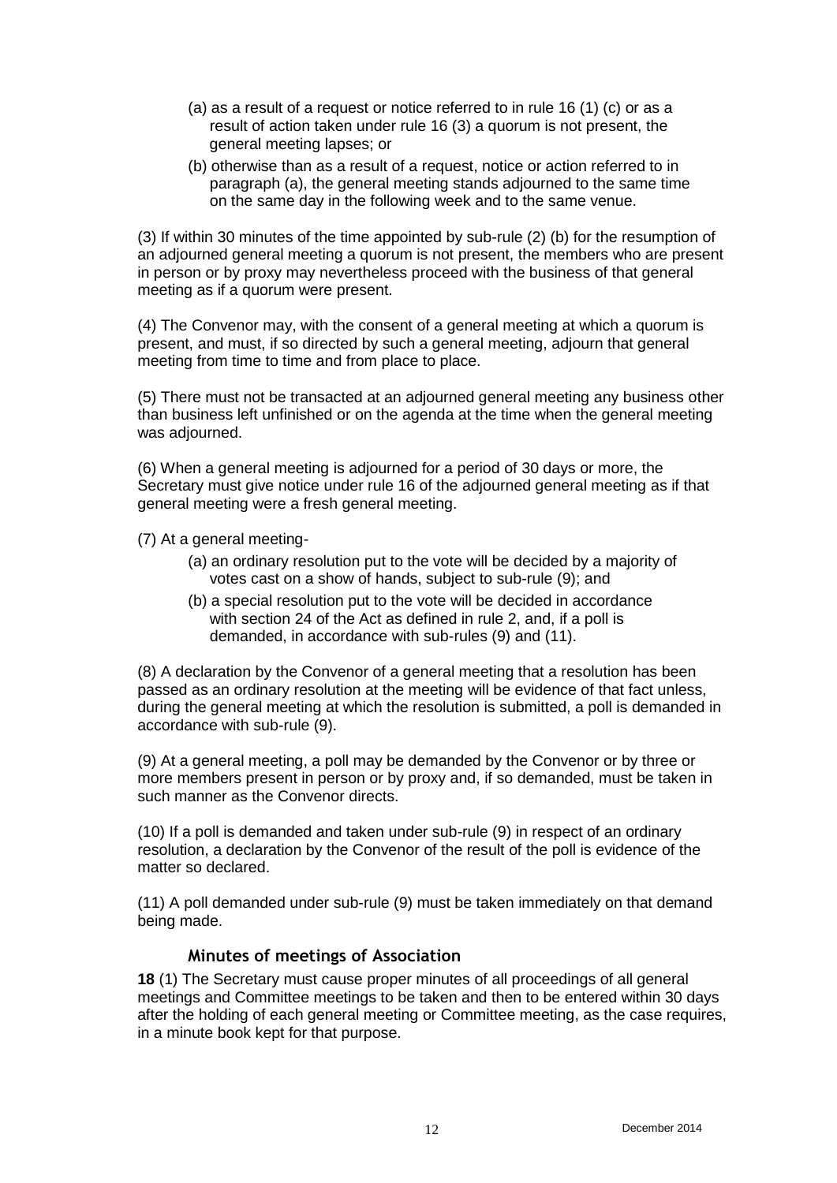(a) as a result of a request or notice referred to in rule 16 (1) (c) or as a result of action taken under rule 16 (3) a quorum is not present, the general meeting lapses; or

(b) otherwise than as a result of a request, notice or action referred to in paragraph (a), the general meeting stands adjourned to the same time on the same day in the following week and to the same venue.

(3) If within 30 minutes of the time appointed by sub-rule (2) (b) for the resumption of an adjourned general meeting a quorum is not present, the members who are present in person or by proxy may nevertheless proceed with the business of that general meeting as if a quorum were present.

(4) The Convenor may, with the consent of a general meeting at which a quorum is present, and must, if so directed by such a general meeting, adjourn that general meeting from time to time and from place to place.

(5) There must not be transacted at an adjourned general meeting any business other than business left unfinished or on the agenda at the time when the general meeting was adjourned.

(6) When a general meeting is adjourned for a period of 30 days or more, the Secretary must give notice under rule 16 of the adjourned general meeting as if that general meeting were a fresh general meeting.

(7) At a general meeting-

(a) an ordinary resolution put to the vote will be decided by a majority of votes cast on a show of hands, subject to sub-rule (9); and

(b) a special resolution put to the vote will be decided in accordance with section 24 of the Act as defined in rule 2, and, if a poll is demanded, in accordance with sub-rules (9) and (11).

(8) A declaration by the Convenor of a general meeting that a resolution has been passed as an ordinary resolution at the meeting will be evidence of that fact unless, during the general meeting at which the resolution is submitted, a poll is demanded in accordance with sub-rule (9).

(9) At a general meeting, a poll may be demanded by the Convenor or by three or more members present in person or by proxy and, if so demanded, must be taken in such manner as the Convenor directs.

(10) If a poll is demanded and taken under sub-rule (9) in respect of an ordinary resolution, a declaration by the Convenor of the result of the poll is evidence of the matter so declared.

(11) A poll demanded under sub-rule (9) must be taken immediately on that demand being made.

### Minutes of meetings of Association

**18** (1) The Secretary must cause proper minutes of all proceedings of all general meetings and Committee meetings to be taken and then to be entered within 30 days after the holding of each general meeting or Committee meeting, as the case requires, in a minute book kept for that purpose.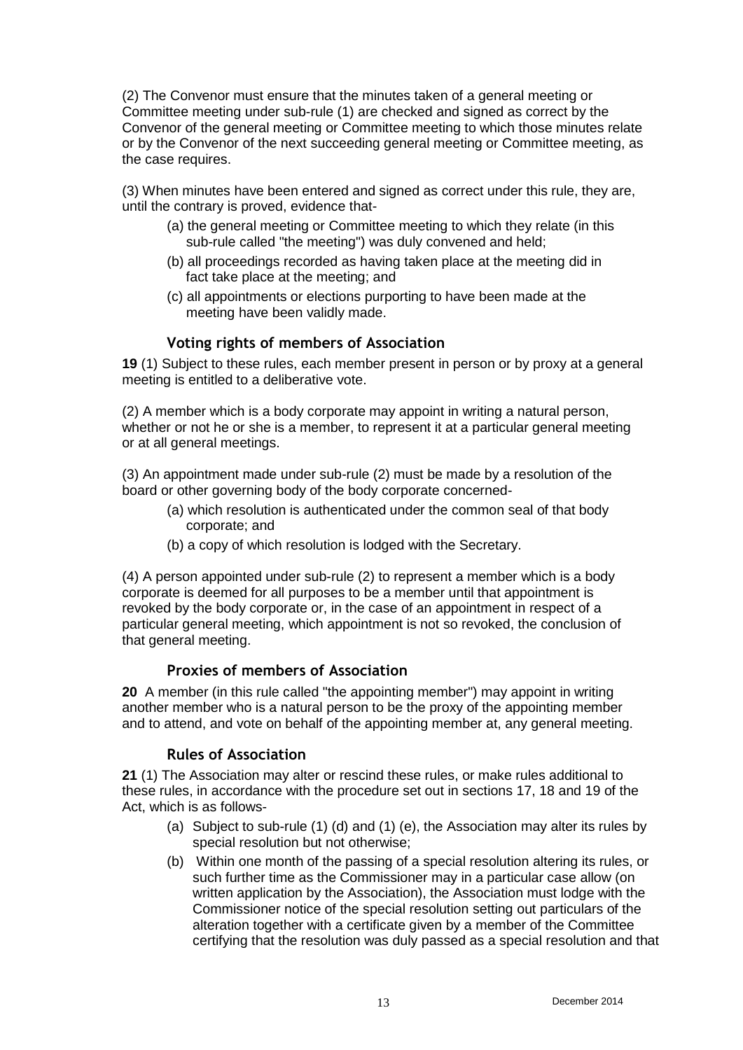(2) The Convenor must ensure that the minutes taken of a general meeting or Committee meeting under sub-rule (1) are checked and signed as correct by the Convenor of the general meeting or Committee meeting to which those minutes relate or by the Convenor of the next succeeding general meeting or Committee meeting, as the case requires.

(3) When minutes have been entered and signed as correct under this rule, they are, until the contrary is proved, evidence that-

- (a) the general meeting or Committee meeting to which they relate (in this sub-rule called "the meeting") was duly convened and held;
- (b) all proceedings recorded as having taken place at the meeting did in fact take place at the meeting; and
- (c) all appointments or elections purporting to have been made at the meeting have been validly made.

### Voting rights of members of Association

**19** (1) Subject to these rules, each member present in person or by proxy at a general meeting is entitled to a deliberative vote.

(2) A member which is a body corporate may appoint in writing a natural person, whether or not he or she is a member, to represent it at a particular general meeting or at all general meetings.

(3) An appointment made under sub-rule (2) must be made by a resolution of the board or other governing body of the body corporate concerned-

- (a) which resolution is authenticated under the common seal of that body corporate; and
- (b) a copy of which resolution is lodged with the Secretary.

(4) A person appointed under sub-rule (2) to represent a member which is a body corporate is deemed for all purposes to be a member until that appointment is revoked by the body corporate or, in the case of an appointment in respect of a particular general meeting, which appointment is not so revoked, the conclusion of that general meeting.

### Proxies of members of Association

**20** A member (in this rule called "the appointing member") may appoint in writing another member who is a natural person to be the proxy of the appointing member and to attend, and vote on behalf of the appointing member at, any general meeting.

### Rules of Association

**21** (1) The Association may alter or rescind these rules, or make rules additional to these rules, in accordance with the procedure set out in sections 17, 18 and 19 of the Act, which is as follows-

- (a) Subject to sub-rule (1) (d) and (1) (e), the Association may alter its rules by special resolution but not otherwise;
- (b) Within one month of the passing of a special resolution altering its rules, or such further time as the Commissioner may in a particular case allow (on written application by the Association), the Association must lodge with the Commissioner notice of the special resolution setting out particulars of the alteration together with a certificate given by a member of the Committee certifying that the resolution was duly passed as a special resolution and that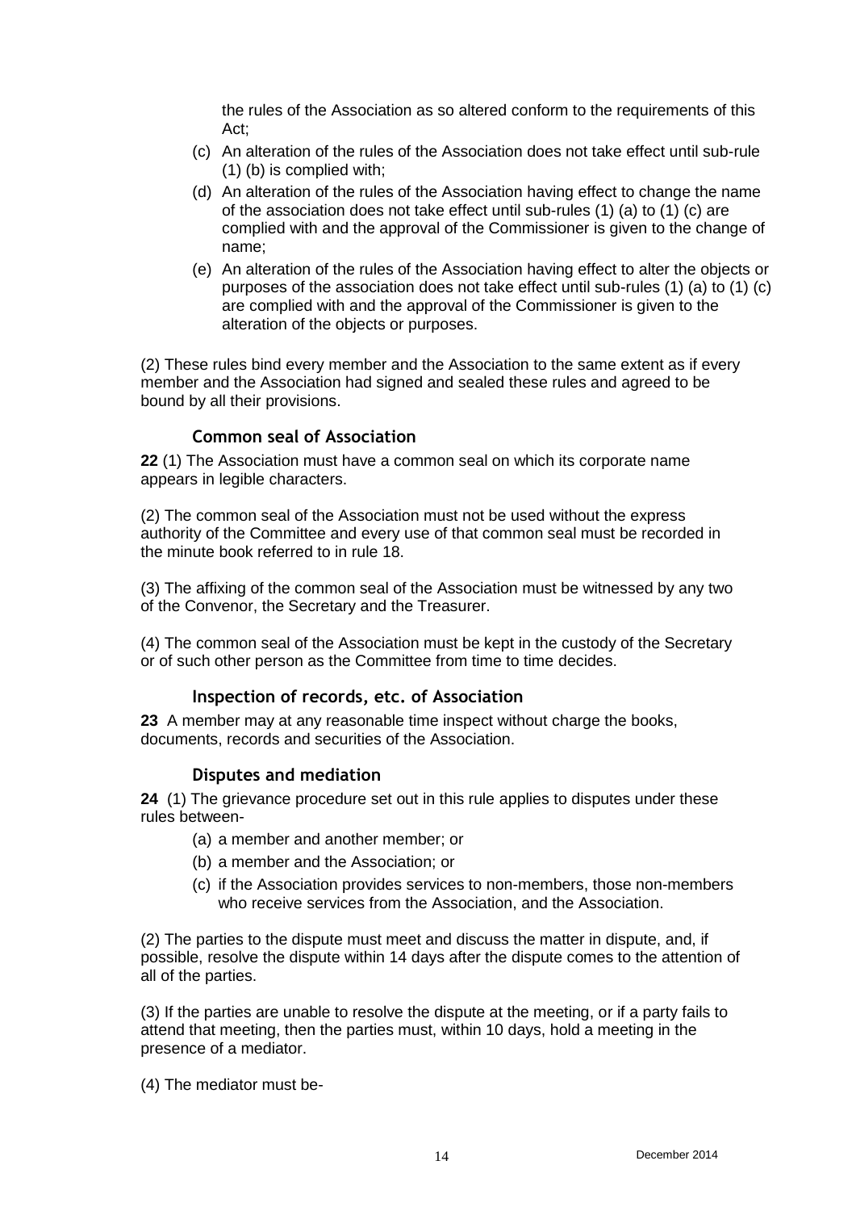the rules of the Association as so altered conform to the requirements of this Act;

(c) An alteration of the rules of the Association does not take effect until sub-rule (1) (b) is complied with;

(d) An alteration of the rules of the Association having effect to change the name of the association does not take effect until sub-rules (1) (a) to (1) (c) are complied with and the approval of the Commissioner is given to the change of name;

(e) An alteration of the rules of the Association having effect to alter the objects or purposes of the association does not take effect until sub-rules (1) (a) to (1) (c) are complied with and the approval of the Commissioner is given to the alteration of the objects or purposes.

(2) These rules bind every member and the Association to the same extent as if every member and the Association had signed and sealed these rules and agreed to be bound by all their provisions.

### Common seal of Association

**22** (1) The Association must have a common seal on which its corporate name appears in legible characters.

(2) The common seal of the Association must not be used without the express authority of the Committee and every use of that common seal must be recorded in the minute book referred to in rule 18.

(3) The affixing of the common seal of the Association must be witnessed by any two of the Convenor, the Secretary and the Treasurer.

(4) The common seal of the Association must be kept in the custody of the Secretary or of such other person as the Committee from time to time decides.

### Inspection of records, etc. of Association

**23** A member may at any reasonable time inspect without charge the books, documents, records and securities of the Association.

### Disputes and mediation

**24** (1) The grievance procedure set out in this rule applies to disputes under these rules between-

(a) a member and another member; or

(b) a member and the Association; or

(c) if the Association provides services to non-members, those non-members who receive services from the Association, and the Association.

(2) The parties to the dispute must meet and discuss the matter in dispute, and, if possible, resolve the dispute within 14 days after the dispute comes to the attention of all of the parties.

(3) If the parties are unable to resolve the dispute at the meeting, or if a party fails to attend that meeting, then the parties must, within 10 days, hold a meeting in the presence of a mediator.

(4) The mediator must be-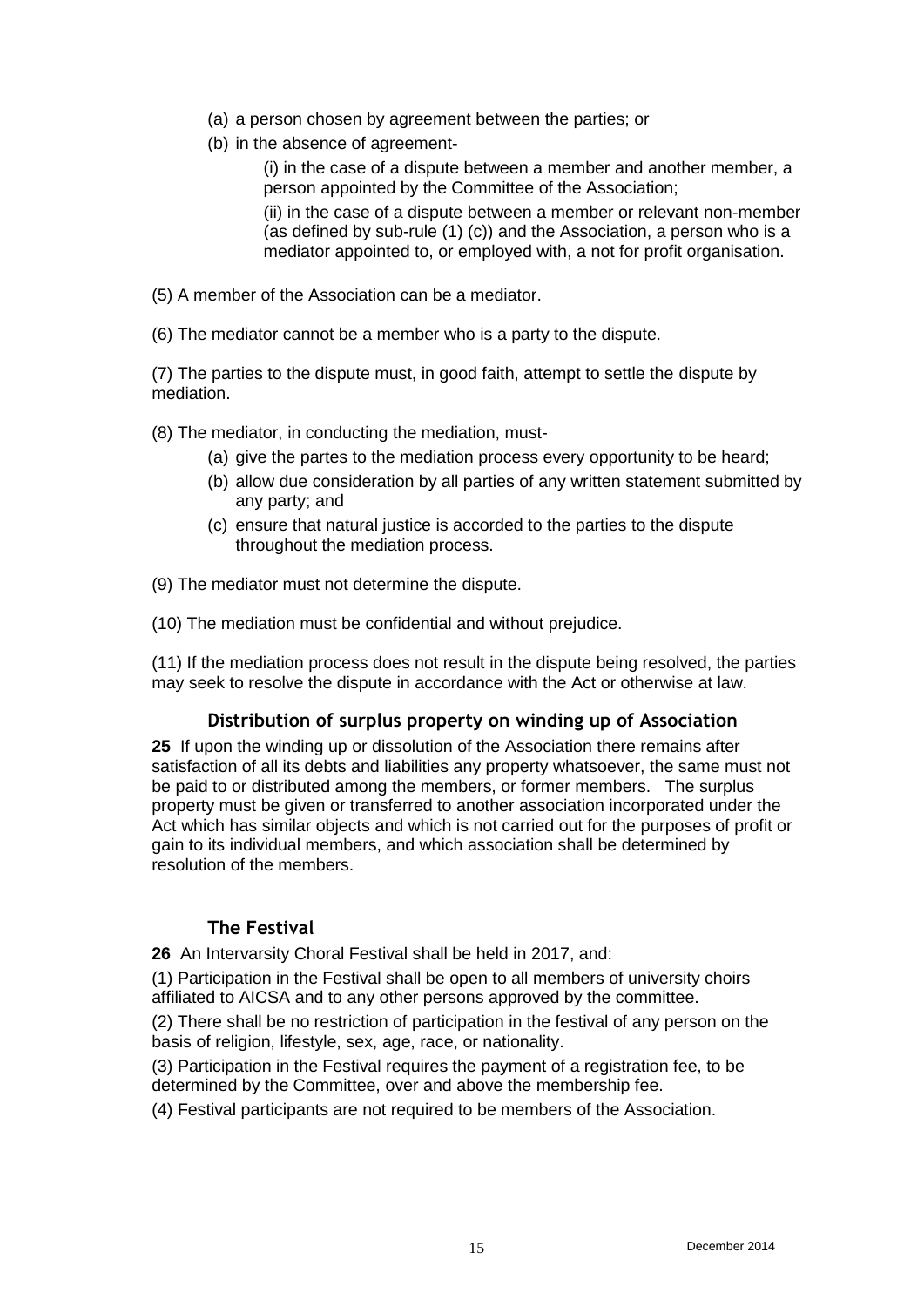- (a) a person chosen by agreement between the parties; or
- (b) in the absence of agreement-

  (i) in the case of a dispute between a member and another member, a person appointed by the Committee of the Association;

  (ii) in the case of a dispute between a member or relevant non-member (as defined by sub-rule (1) (c)) and the Association, a person who is a mediator appointed to, or employed with, a not for profit organisation.

(5) A member of the Association can be a mediator.

(6) The mediator cannot be a member who is a party to the dispute.

(7) The parties to the dispute must, in good faith, attempt to settle the dispute by mediation.

(8) The mediator, in conducting the mediation, must-

- (a) give the partes to the mediation process every opportunity to be heard;
- (b) allow due consideration by all parties of any written statement submitted by any party; and
- (c) ensure that natural justice is accorded to the parties to the dispute throughout the mediation process.

(9) The mediator must not determine the dispute.

(10) The mediation must be confidential and without prejudice.

(11) If the mediation process does not result in the dispute being resolved, the parties may seek to resolve the dispute in accordance with the Act or otherwise at law.

### Distribution of surplus property on winding up of Association

**25** If upon the winding up or dissolution of the Association there remains after satisfaction of all its debts and liabilities any property whatsoever, the same must not be paid to or distributed among the members, or former members. The surplus property must be given or transferred to another association incorporated under the Act which has similar objects and which is not carried out for the purposes of profit or gain to its individual members, and which association shall be determined by resolution of the members.

### The Festival

**26** An Intervarsity Choral Festival shall be held in 2017, and:

(1) Participation in the Festival shall be open to all members of university choirs affiliated to AICSA and to any other persons approved by the committee.

(2) There shall be no restriction of participation in the festival of any person on the basis of religion, lifestyle, sex, age, race, or nationality.

(3) Participation in the Festival requires the payment of a registration fee, to be determined by the Committee, over and above the membership fee.

(4) Festival participants are not required to be members of the Association.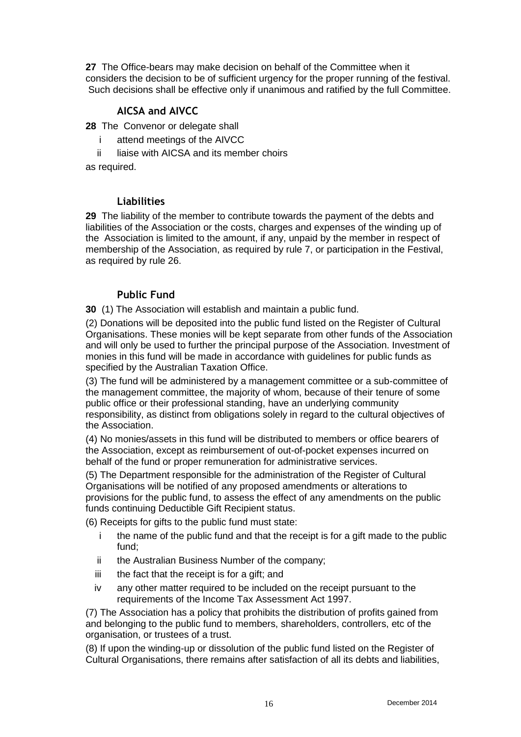**27** The Office-bears may make decision on behalf of the Committee when it considers the decision to be of sufficient urgency for the proper running of the festival. Such decisions shall be effective only if unanimous and ratified by the full Committee.

### AICSA and AIVCC

**28** The Convenor or delegate shall

- i attend meetings of the AIVCC
- ii liaise with AICSA and its member choirs

as required.

### Liabilities

**29** The liability of the member to contribute towards the payment of the debts and liabilities of the Association or the costs, charges and expenses of the winding up of the Association is limited to the amount, if any, unpaid by the member in respect of membership of the Association, as required by rule 7, or participation in the Festival, as required by rule 26.

### Public Fund

**30** (1) The Association will establish and maintain a public fund.

(2) Donations will be deposited into the public fund listed on the Register of Cultural Organisations. These monies will be kept separate from other funds of the Association and will only be used to further the principal purpose of the Association. Investment of monies in this fund will be made in accordance with guidelines for public funds as specified by the Australian Taxation Office.

(3) The fund will be administered by a management committee or a sub-committee of the management committee, the majority of whom, because of their tenure of some public office or their professional standing, have an underlying community responsibility, as distinct from obligations solely in regard to the cultural objectives of the Association.

(4) No monies/assets in this fund will be distributed to members or office bearers of the Association, except as reimbursement of out-of-pocket expenses incurred on behalf of the fund or proper remuneration for administrative services.

(5) The Department responsible for the administration of the Register of Cultural Organisations will be notified of any proposed amendments or alterations to provisions for the public fund, to assess the effect of any amendments on the public funds continuing Deductible Gift Recipient status.

(6) Receipts for gifts to the public fund must state:

- i the name of the public fund and that the receipt is for a gift made to the public fund;
- ii the Australian Business Number of the company;
- iii the fact that the receipt is for a gift; and
- iv any other matter required to be included on the receipt pursuant to the requirements of the Income Tax Assessment Act 1997.

(7) The Association has a policy that prohibits the distribution of profits gained from and belonging to the public fund to members, shareholders, controllers, etc of the organisation, or trustees of a trust.

(8) If upon the winding-up or dissolution of the public fund listed on the Register of Cultural Organisations, there remains after satisfaction of all its debts and liabilities,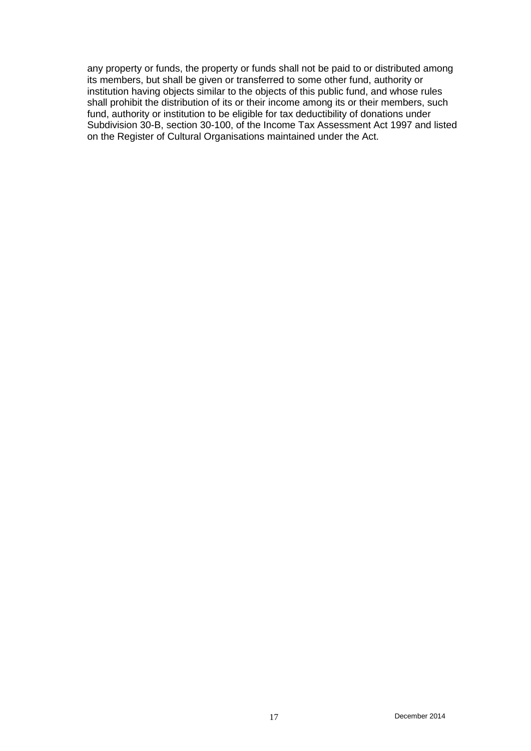any property or funds, the property or funds shall not be paid to or distributed among its members, but shall be given or transferred to some other fund, authority or institution having objects similar to the objects of this public fund, and whose rules shall prohibit the distribution of its or their income among its or their members, such fund, authority or institution to be eligible for tax deductibility of donations under Subdivision 30-B, section 30-100, of the Income Tax Assessment Act 1997 and listed on the Register of Cultural Organisations maintained under the Act.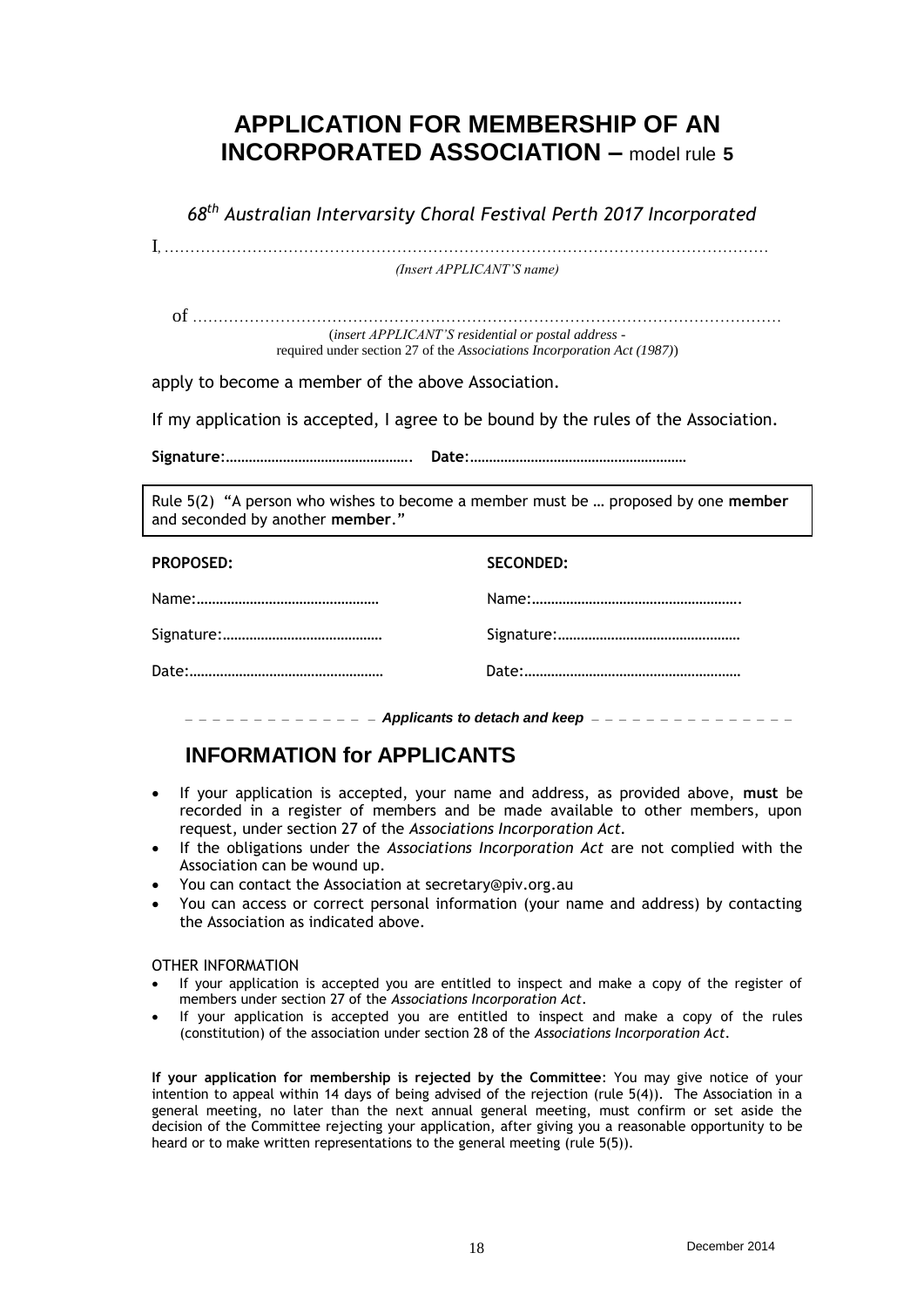# APPLICATION FOR MEMBERSHIP OF AN INCORPORATED ASSOCIATION – model rule 5

*68th Australian Intervarsity Choral Festival Perth 2017 Incorporated*

I, ………………………………………………………………………………………………………

*(Insert APPLICANT'S name)*

of ……………………………………………………………………………………………………

(*insert APPLICANT'S residential or postal address* - required under section 27 of the *Associations Incorporation Act (1987)*)

apply to become a member of the above Association.

If my application is accepted, I agree to be bound by the rules of the Association.

**Signature:…………………………………………. Date:…………………………………………………**

Rule 5(2) "A person who wishes to become a member must be … proposed by one **member** and seconded by another **member**."

| **PROPOSED:** | **SECONDED:** |
|---|---|
| Name:………………………………………… | Name:………………………………………………. |
| Signature:…………………………………… | Signature:………………………………………… |
| Date:…………………………………………… | Date:………………………………………………… |

*Applicants to detach and keep*

## INFORMATION for APPLICANTS

- If your application is accepted, your name and address, as provided above, **must** be recorded in a register of members and be made available to other members, upon request, under section 27 of the *Associations Incorporation Act*.
- If the obligations under the *Associations Incorporation Act* are not complied with the Association can be wound up.
- You can contact the Association at secretary@piv.org.au
- You can access or correct personal information (your name and address) by contacting the Association as indicated above.

OTHER INFORMATION

- If your application is accepted you are entitled to inspect and make a copy of the register of members under section 27 of the *Associations Incorporation Act*.
- If your application is accepted you are entitled to inspect and make a copy of the rules (constitution) of the association under section 28 of the *Associations Incorporation Act*.

**If your application for membership is rejected by the Committee**: You may give notice of your intention to appeal within 14 days of being advised of the rejection (rule 5(4)). The Association in a general meeting, no later than the next annual general meeting, must confirm or set aside the decision of the Committee rejecting your application, after giving you a reasonable opportunity to be heard or to make written representations to the general meeting (rule 5(5)).

December 2014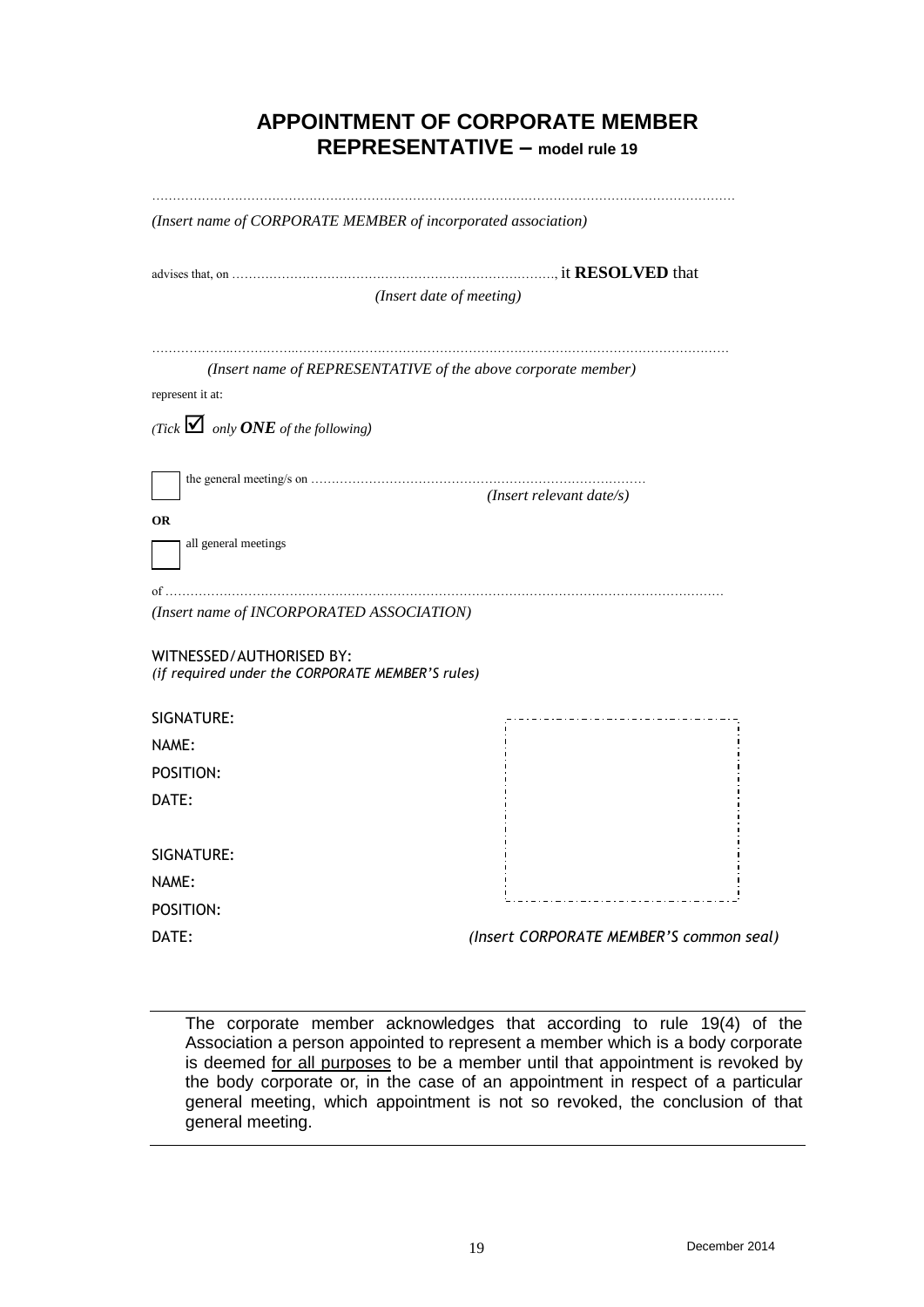# APPOINTMENT OF CORPORATE MEMBER REPRESENTATIVE – model rule 19

……………………………………………………………………………………………………………………………

*(Insert name of CORPORATE MEMBER of incorporated association)*

advises that, on ……………………………………………………………………, it **RESOLVED** that

*(Insert date of meeting)*

……………………………………………………………………………………………………………………………

*(Insert name of REPRESENTATIVE of the above corporate member)*

represent it at:

*(Tick ☑ only* ***ONE*** *of the following)*

☐ the general meeting/s on ………………………………………………………………………

*(Insert relevant date/s)*

**OR**

☐ all general meetings

of ……………………………………………………………………………………………………………………

*(Insert name of INCORPORATED ASSOCIATION)*

WITNESSED/AUTHORISED BY:

*(if required under the CORPORATE MEMBER'S rules)*

SIGNATURE:

NAME:

POSITION:

DATE:

SIGNATURE:

NAME:

POSITION:

DATE:

*(Insert CORPORATE MEMBER'S common seal)*

---

The corporate member acknowledges that according to rule 19(4) of the Association a person appointed to represent a member which is a body corporate is deemed for all purposes to be a member until that appointment is revoked by the body corporate or, in the case of an appointment in respect of a particular general meeting, which appointment is not so revoked, the conclusion of that general meeting.

---

December 2014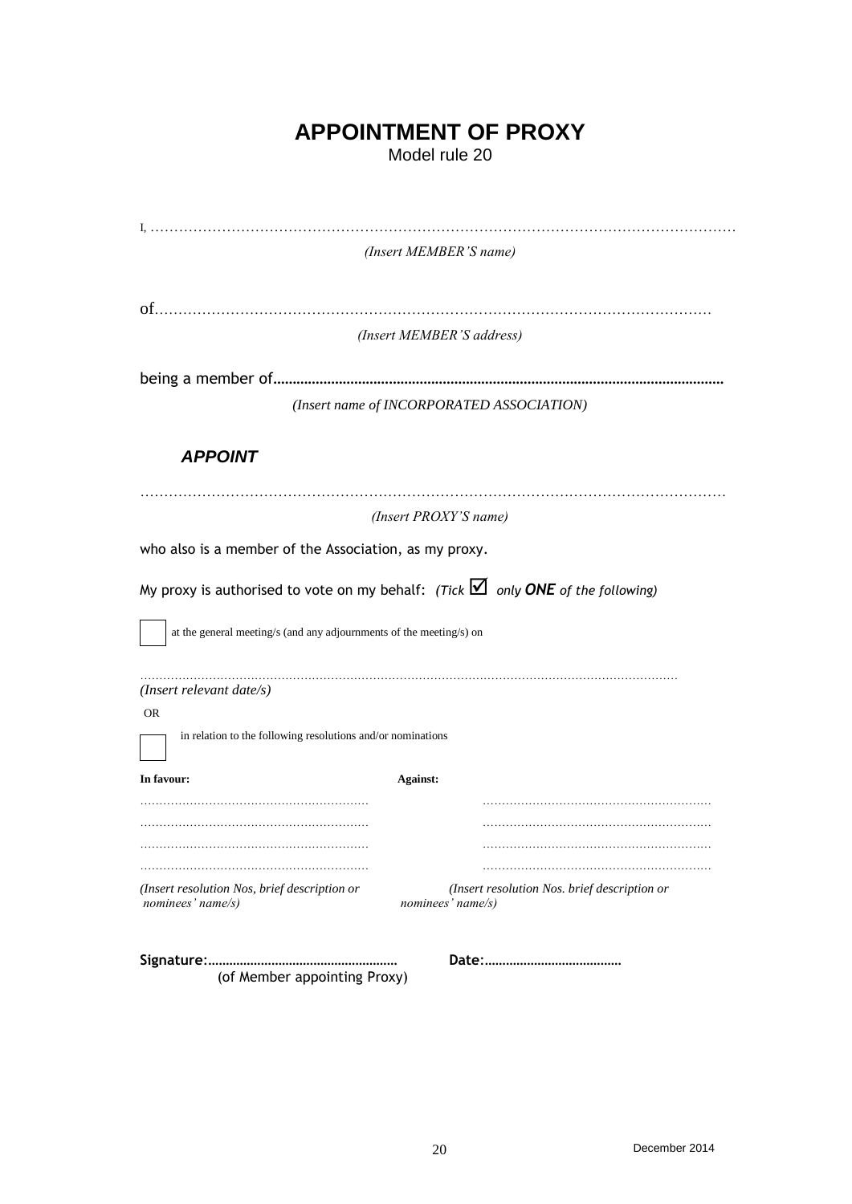# APPOINTMENT OF PROXY

Model rule 20

I, ……………………………………………………………………………………………………………

*(Insert MEMBER'S name)*

of……………………………………………………………………………………………………

*(Insert MEMBER'S address)*

being a member of……………………………………………………………………………………………

*(Insert name of INCORPORATED ASSOCIATION)*

***APPOINT***

……………………………………………………………………………………………………………

*(Insert PROXY'S name)*

who also is a member of the Association, as my proxy.

My proxy is authorised to vote on my behalf: *(Tick ☑ only **ONE** of the following)*

☐ at the general meeting/s (and any adjournments of the meeting/s) on

……………………………………………………………………………………………………………

*(Insert relevant date/s)*

OR

☐ in relation to the following resolutions and/or nominations

| **In favour:** | **Against:** |
|---|---|
| …………………………………………… | …………………………………………… |
| …………………………………………… | …………………………………………… |
| …………………………………………… | …………………………………………… |
| …………………………………………… | …………………………………………… |
| *(Insert resolution Nos, brief description or nominees' name/s)* | *(Insert resolution Nos. brief description or nominees' name/s)* |

**Signature:………………………………………** **Date:…………………………**

(of Member appointing Proxy)

December 2014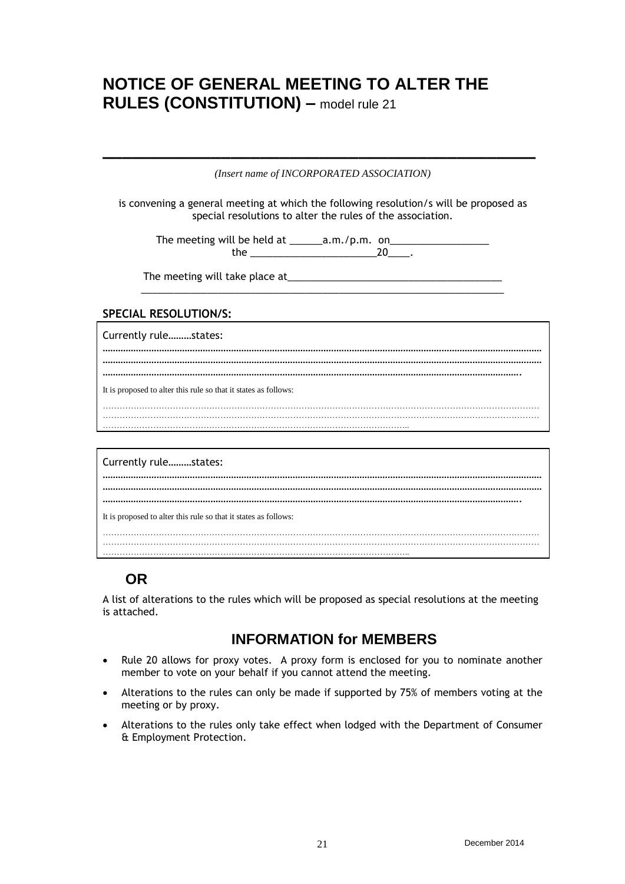# NOTICE OF GENERAL MEETING TO ALTER THE RULES (CONSTITUTION) – model rule 21

_____________________________________________

*(Insert name of INCORPORATED ASSOCIATION)*

is convening a general meeting at which the following resolution/s will be proposed as special resolutions to alter the rules of the association.

The meeting will be held at ______a.m./p.m. on__________________ the ______________________20____.

The meeting will take place at_____________________________________ _______________________________________________________________

**SPECIAL RESOLUTION/S:**

Currently rule………states:
……………………………………………………………………………………………………………………………………………
……………………………………………………………………………………………………………………………………………
…………………………………………………………………………………………………………………………………………..

It is proposed to alter this rule so that it states as follows:

……………………………………………………………………………………………………………………………………………
……………………………………………………………………………………………………………………………………………
…………………………………………………………………………………………………………..

Currently rule………states:
……………………………………………………………………………………………………………………………………………
……………………………………………………………………………………………………………………………………………
…………………………………………………………………………………………………………………………………………..

It is proposed to alter this rule so that it states as follows:

……………………………………………………………………………………………………………………………………………
……………………………………………………………………………………………………………………………………………
…………………………………………………………………………………………………………..

**OR**

A list of alterations to the rules which will be proposed as special resolutions at the meeting is attached.

## INFORMATION for MEMBERS

- Rule 20 allows for proxy votes. A proxy form is enclosed for you to nominate another member to vote on your behalf if you cannot attend the meeting.
- Alterations to the rules can only be made if supported by 75% of members voting at the meeting or by proxy.
- Alterations to the rules only take effect when lodged with the Department of Consumer & Employment Protection.

December 2014